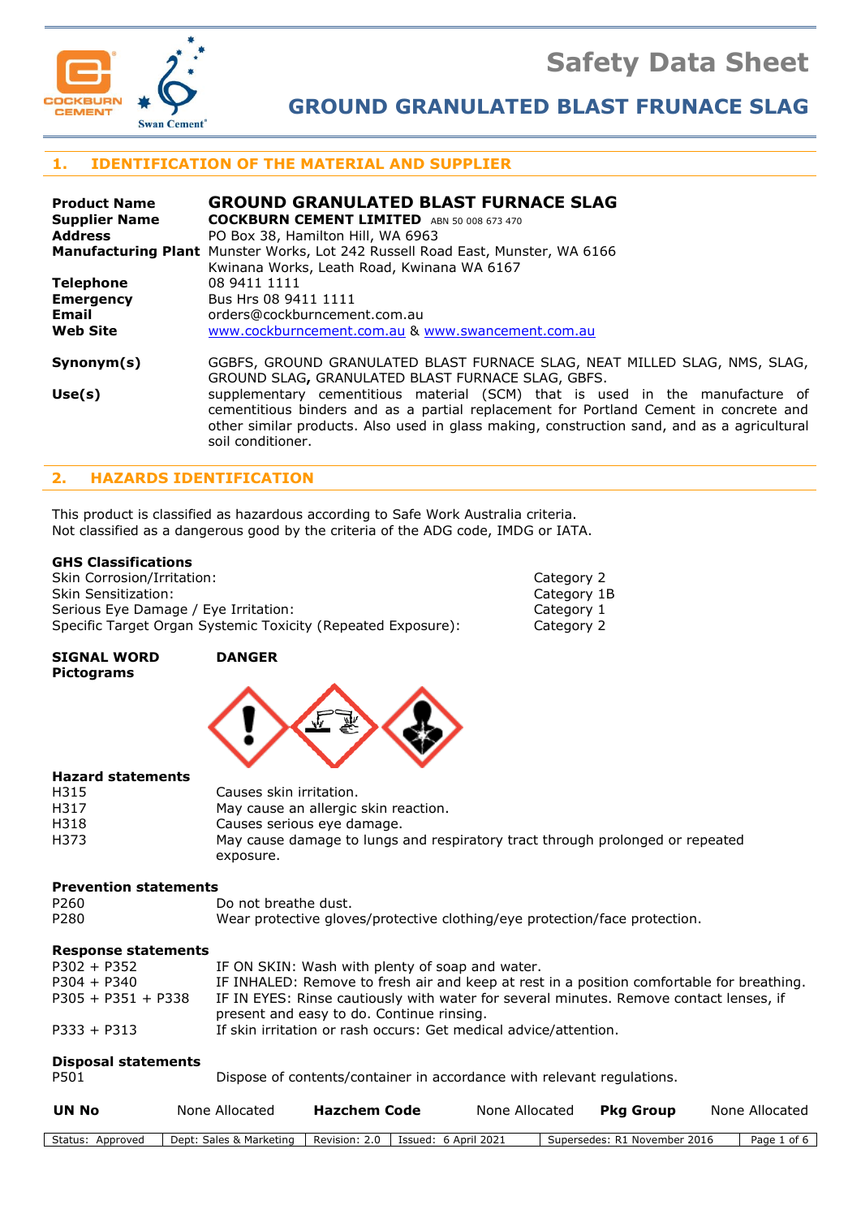# Safety Data Sheet

## GROUND GRANULATED BLAST FRUNACE SLAG

## 1. IDENTIFICATION OF THE MATERIAL AND SUPPLIER

**Product Name** **GROUND GRANULATED BLAST FURNACE SLAG**
**Supplier Name** **COCKBURN CEMENT LIMITED** ABN 50 008 673 470
**Address** PO Box 38, Hamilton Hill, WA 6963
**Manufacturing Plant** Munster Works, Lot 242 Russell Road East, Munster, WA 6166
Kwinana Works, Leath Road, Kwinana WA 6167
**Telephone** 08 9411 1111
**Emergency** Bus Hrs 08 9411 1111
**Email** orders@cockburncement.com.au
**Web Site** www.cockburncement.com.au & www.swancement.com.au

**Synonym(s)** GGBFS, GROUND GRANULATED BLAST FURNACE SLAG, NEAT MILLED SLAG, NMS, SLAG, GROUND SLAG**,** GRANULATED BLAST FURNACE SLAG, GBFS.

**Use(s)** supplementary cementitious material (SCM) that is used in the manufacture of cementitious binders and as a partial replacement for Portland Cement in concrete and other similar products. Also used in glass making, construction sand, and as a agricultural soil conditioner.

## 2. HAZARDS IDENTIFICATION

This product is classified as hazardous according to Safe Work Australia criteria.
Not classified as a dangerous good by the criteria of the ADG code, IMDG or IATA.

**GHS Classifications**

| | |
|---|---|
| Skin Corrosion/Irritation: | Category 2 |
| Skin Sensitization: | Category 1B |
| Serious Eye Damage / Eye Irritation: | Category 1 |
| Specific Target Organ Systemic Toxicity (Repeated Exposure): | Category 2 |

**SIGNAL WORD** **DANGER**
**Pictograms**

**Hazard statements**

| | |
|---|---|
| H315 | Causes skin irritation. |
| H317 | May cause an allergic skin reaction. |
| H318 | Causes serious eye damage. |
| H373 | May cause damage to lungs and respiratory tract through prolonged or repeated exposure. |

**Prevention statements**

| | |
|---|---|
| P260 | Do not breathe dust. |
| P280 | Wear protective gloves/protective clothing/eye protection/face protection. |

**Response statements**

| | |
|---|---|
| P302 + P352 | IF ON SKIN: Wash with plenty of soap and water. |
| P304 + P340 | IF INHALED: Remove to fresh air and keep at rest in a position comfortable for breathing. |
| P305 + P351 + P338 | IF IN EYES: Rinse cautiously with water for several minutes. Remove contact lenses, if present and easy to do. Continue rinsing. |
| P333 + P313 | If skin irritation or rash occurs: Get medical advice/attention. |

**Disposal statements**

| | |
|---|---|
| P501 | Dispose of contents/container in accordance with relevant regulations. |

| **UN No** | None Allocated | **Hazchem Code** | None Allocated | **Pkg Group** | None Allocated |
|---|---|---|---|---|---|

| Status: Approved | Dept: Sales & Marketing | Revision: 2.0 | Issued: 6 April 2021 | Supersedes: R1 November 2016 |
|---|---|---|---|---|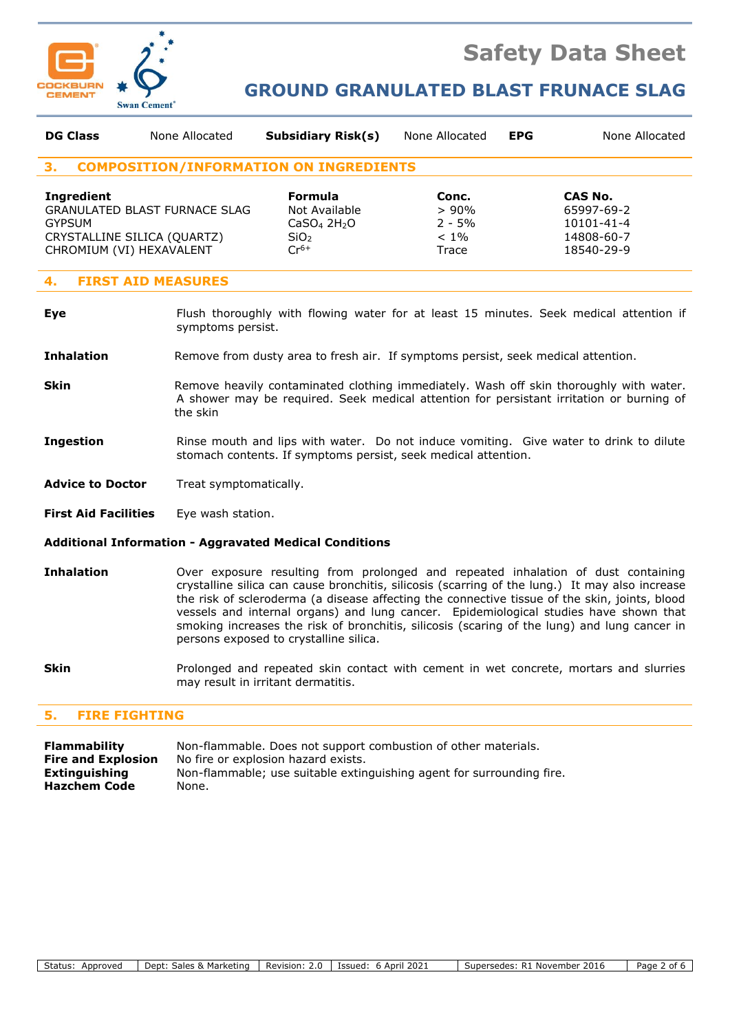# Safety Data Sheet

## GROUND GRANULATED BLAST FRUNACE SLAG

| DG Class | None Allocated | Subsidiary Risk(s) | None Allocated | EPG | None Allocated |
|---|---|---|---|---|---|

## 3. COMPOSITION/INFORMATION ON INGREDIENTS

| Ingredient | Formula | Conc. | CAS No. |
|---|---|---|---|
| GRANULATED BLAST FURNACE SLAG | Not Available | > 90% | 65997-69-2 |
| GYPSUM | $CaSO_4\ 2H_2O$ | 2 - 5% | 10101-41-4 |
| CRYSTALLINE SILICA (QUARTZ) | $SiO_2$ | < 1% | 14808-60-7 |
| CHROMIUM (VI) HEXAVALENT | $Cr^{6+}$ | Trace | 18540-29-9 |

## 4. FIRST AID MEASURES

**Eye** Flush thoroughly with flowing water for at least 15 minutes. Seek medical attention if symptoms persist.

**Inhalation** Remove from dusty area to fresh air. If symptoms persist, seek medical attention.

**Skin** Remove heavily contaminated clothing immediately. Wash off skin thoroughly with water. A shower may be required. Seek medical attention for persistant irritation or burning of the skin

**Ingestion** Rinse mouth and lips with water. Do not induce vomiting. Give water to drink to dilute stomach contents. If symptoms persist, seek medical attention.

**Advice to Doctor** Treat symptomatically.

**First Aid Facilities** Eye wash station.

### Additional Information - Aggravated Medical Conditions

**Inhalation** Over exposure resulting from prolonged and repeated inhalation of dust containing crystalline silica can cause bronchitis, silicosis (scarring of the lung.) It may also increase the risk of scleroderma (a disease affecting the connective tissue of the skin, joints, blood vessels and internal organs) and lung cancer. Epidemiological studies have shown that smoking increases the risk of bronchitis, silicosis (scaring of the lung) and lung cancer in persons exposed to crystalline silica.

**Skin** Prolonged and repeated skin contact with cement in wet concrete, mortars and slurries may result in irritant dermatitis.

## 5. FIRE FIGHTING

**Flammability** Non-flammable. Does not support combustion of other materials.
**Fire and Explosion** No fire or explosion hazard exists.
**Extinguishing** Non-flammable; use suitable extinguishing agent for surrounding fire.
**Hazchem Code** None.

| Status: Approved | Dept: Sales & Marketing | Revision: 2.0 | Issued: 6 April 2021 | Supersedes: R1 November 2016 |
|---|---|---|---|---|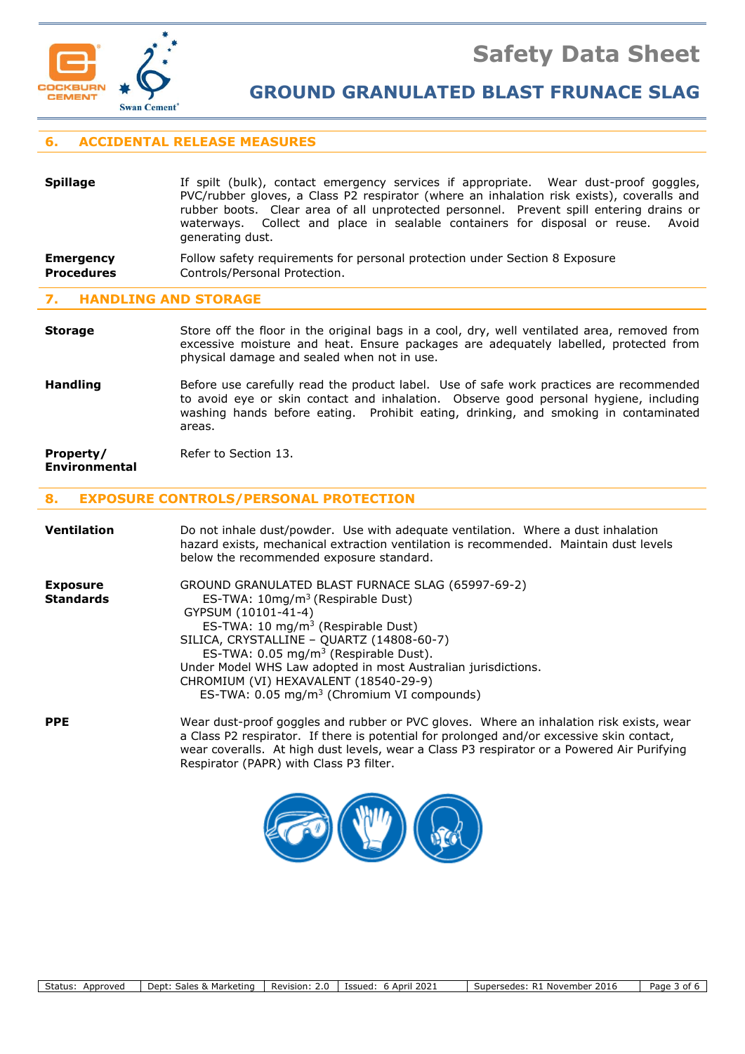## 6. ACCIDENTAL RELEASE MEASURES

**Spillage**

If spilt (bulk), contact emergency services if appropriate. Wear dust-proof goggles, PVC/rubber gloves, a Class P2 respirator (where an inhalation risk exists), coveralls and rubber boots. Clear area of all unprotected personnel. Prevent spill entering drains or waterways. Collect and place in sealable containers for disposal or reuse. Avoid generating dust.

**Emergency Procedures**

Follow safety requirements for personal protection under Section 8 Exposure Controls/Personal Protection.

## 7. HANDLING AND STORAGE

**Storage**

Store off the floor in the original bags in a cool, dry, well ventilated area, removed from excessive moisture and heat. Ensure packages are adequately labelled, protected from physical damage and sealed when not in use.

**Handling**

Before use carefully read the product label. Use of safe work practices are recommended to avoid eye or skin contact and inhalation. Observe good personal hygiene, including washing hands before eating. Prohibit eating, drinking, and smoking in contaminated areas.

**Property/ Environmental**

Refer to Section 13.

## 8. EXPOSURE CONTROLS/PERSONAL PROTECTION

**Ventilation**

Do not inhale dust/powder. Use with adequate ventilation. Where a dust inhalation hazard exists, mechanical extraction ventilation is recommended. Maintain dust levels below the recommended exposure standard.

**Exposure Standards**

GROUND GRANULATED BLAST FURNACE SLAG (65997-69-2)
ES-TWA: 10mg/$m^3$ (Respirable Dust)
GYPSUM (10101-41-4)
ES-TWA: 10 mg/$m^3$ (Respirable Dust)
SILICA, CRYSTALLINE – QUARTZ (14808-60-7)
ES-TWA: 0.05 mg/$m^3$ (Respirable Dust).
Under Model WHS Law adopted in most Australian jurisdictions.
CHROMIUM (VI) HEXAVALENT (18540-29-9)
ES-TWA: 0.05 mg/$m^3$ (Chromium VI compounds)

**PPE**

Wear dust-proof goggles and rubber or PVC gloves. Where an inhalation risk exists, wear a Class P2 respirator. If there is potential for prolonged and/or excessive skin contact, wear coveralls. At high dust levels, wear a Class P3 respirator or a Powered Air Purifying Respirator (PAPR) with Class P3 filter.

| Status: Approved | Dept: Sales & Marketing | Revision: 2.0 | Issued: 6 April 2021 | Supersedes: R1 November 2016 |
|---|---|---|---|---|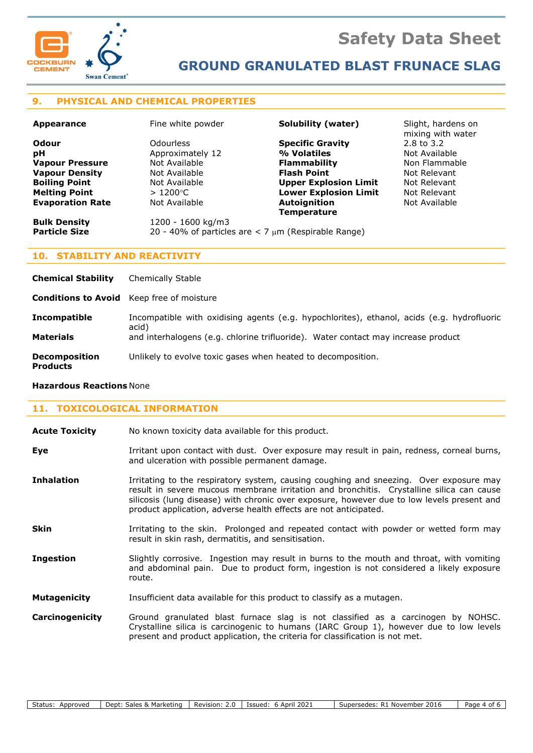## 9. PHYSICAL AND CHEMICAL PROPERTIES

| | | | |
|---|---|---|---|
| **Appearance** | Fine white powder | **Solubility (water)** | Slight, hardens on mixing with water |
| **Odour** | Odourless | **Specific Gravity** | 2.8 to 3.2 |
| **pH** | Approximately 12 | **% Volatiles** | Not Available |
| **Vapour Pressure** | Not Available | **Flammability** | Non Flammable |
| **Vapour Density** | Not Available | **Flash Point** | Not Relevant |
| **Boiling Point** | Not Available | **Upper Explosion Limit** | Not Relevant |
| **Melting Point** | > 1200°C | **Lower Explosion Limit** | Not Relevant |
| **Evaporation Rate** | Not Available | **Autoignition Temperature** | Not Available |

**Bulk Density** 1200 - 1600 kg/m3

**Particle Size** 20 - 40% of particles are < 7 μm (Respirable Range)

## 10. STABILITY AND REACTIVITY

**Chemical Stability** Chemically Stable

**Conditions to Avoid** Keep free of moisture

**Incompatible Materials** Incompatible with oxidising agents (e.g. hypochlorites), ethanol, acids (e.g. hydrofluoric acid) and interhalogens (e.g. chlorine trifluoride). Water contact may increase product

**Decomposition Products** Unlikely to evolve toxic gases when heated to decomposition.

**Hazardous Reactions** None

## 11. TOXICOLOGICAL INFORMATION

**Acute Toxicity** No known toxicity data available for this product.

**Eye** Irritant upon contact with dust. Over exposure may result in pain, redness, corneal burns, and ulceration with possible permanent damage.

**Inhalation** Irritating to the respiratory system, causing coughing and sneezing. Over exposure may result in severe mucous membrane irritation and bronchitis. Crystalline silica can cause silicosis (lung disease) with chronic over exposure, however due to low levels present and product application, adverse health effects are not anticipated.

**Skin** Irritating to the skin. Prolonged and repeated contact with powder or wetted form may result in skin rash, dermatitis, and sensitisation.

**Ingestion** Slightly corrosive. Ingestion may result in burns to the mouth and throat, with vomiting and abdominal pain. Due to product form, ingestion is not considered a likely exposure route.

**Mutagenicity** Insufficient data available for this product to classify as a mutagen.

**Carcinogenicity** Ground granulated blast furnace slag is not classified as a carcinogen by NOHSC. Crystalline silica is carcinogenic to humans (IARC Group 1), however due to low levels present and product application, the criteria for classification is not met.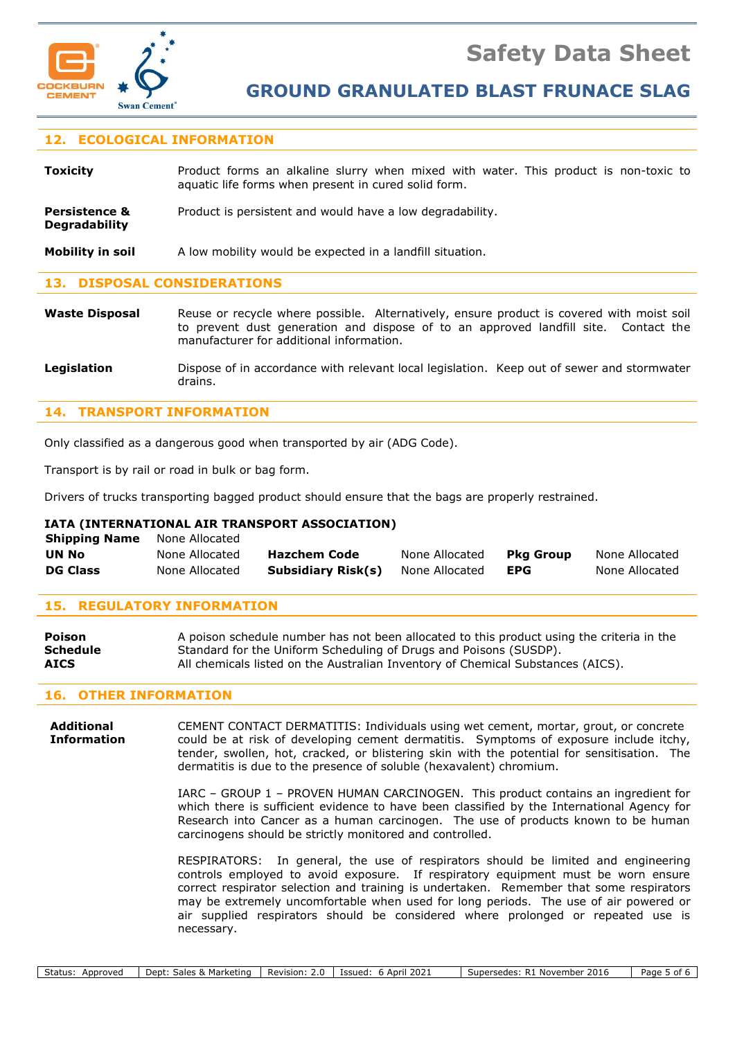## 12. ECOLOGICAL INFORMATION

**Toxicity** Product forms an alkaline slurry when mixed with water. This product is non-toxic to aquatic life forms when present in cured solid form.

**Persistence & Degradability** Product is persistent and would have a low degradability.

**Mobility in soil** A low mobility would be expected in a landfill situation.

## 13. DISPOSAL CONSIDERATIONS

**Waste Disposal** Reuse or recycle where possible. Alternatively, ensure product is covered with moist soil to prevent dust generation and dispose of to an approved landfill site. Contact the manufacturer for additional information.

**Legislation** Dispose of in accordance with relevant local legislation. Keep out of sewer and stormwater drains.

## 14. TRANSPORT INFORMATION

Only classified as a dangerous good when transported by air (ADG Code).

Transport is by rail or road in bulk or bag form.

Drivers of trucks transporting bagged product should ensure that the bags are properly restrained.

**IATA (INTERNATIONAL AIR TRANSPORT ASSOCIATION)**

| **Shipping Name** | None Allocated | | | | |
|---|---|---|---|---|---|
| **UN No** | None Allocated | **Hazchem Code** | None Allocated | **Pkg Group** | None Allocated |
| **DG Class** | None Allocated | **Subsidiary Risk(s)** | None Allocated | **EPG** | None Allocated |

## 15. REGULATORY INFORMATION

**Poison Schedule** A poison schedule number has not been allocated to this product using the criteria in the Standard for the Uniform Scheduling of Drugs and Poisons (SUSDP).

**AICS** All chemicals listed on the Australian Inventory of Chemical Substances (AICS).

## 16. OTHER INFORMATION

**Additional Information**

CEMENT CONTACT DERMATITIS: Individuals using wet cement, mortar, grout, or concrete could be at risk of developing cement dermatitis. Symptoms of exposure include itchy, tender, swollen, hot, cracked, or blistering skin with the potential for sensitisation. The dermatitis is due to the presence of soluble (hexavalent) chromium.

IARC – GROUP 1 – PROVEN HUMAN CARCINOGEN. This product contains an ingredient for which there is sufficient evidence to have been classified by the International Agency for Research into Cancer as a human carcinogen. The use of products known to be human carcinogens should be strictly monitored and controlled.

RESPIRATORS: In general, the use of respirators should be limited and engineering controls employed to avoid exposure. If respiratory equipment must be worn ensure correct respirator selection and training is undertaken. Remember that some respirators may be extremely uncomfortable when used for long periods. The use of air powered or air supplied respirators should be considered where prolonged or repeated use is necessary.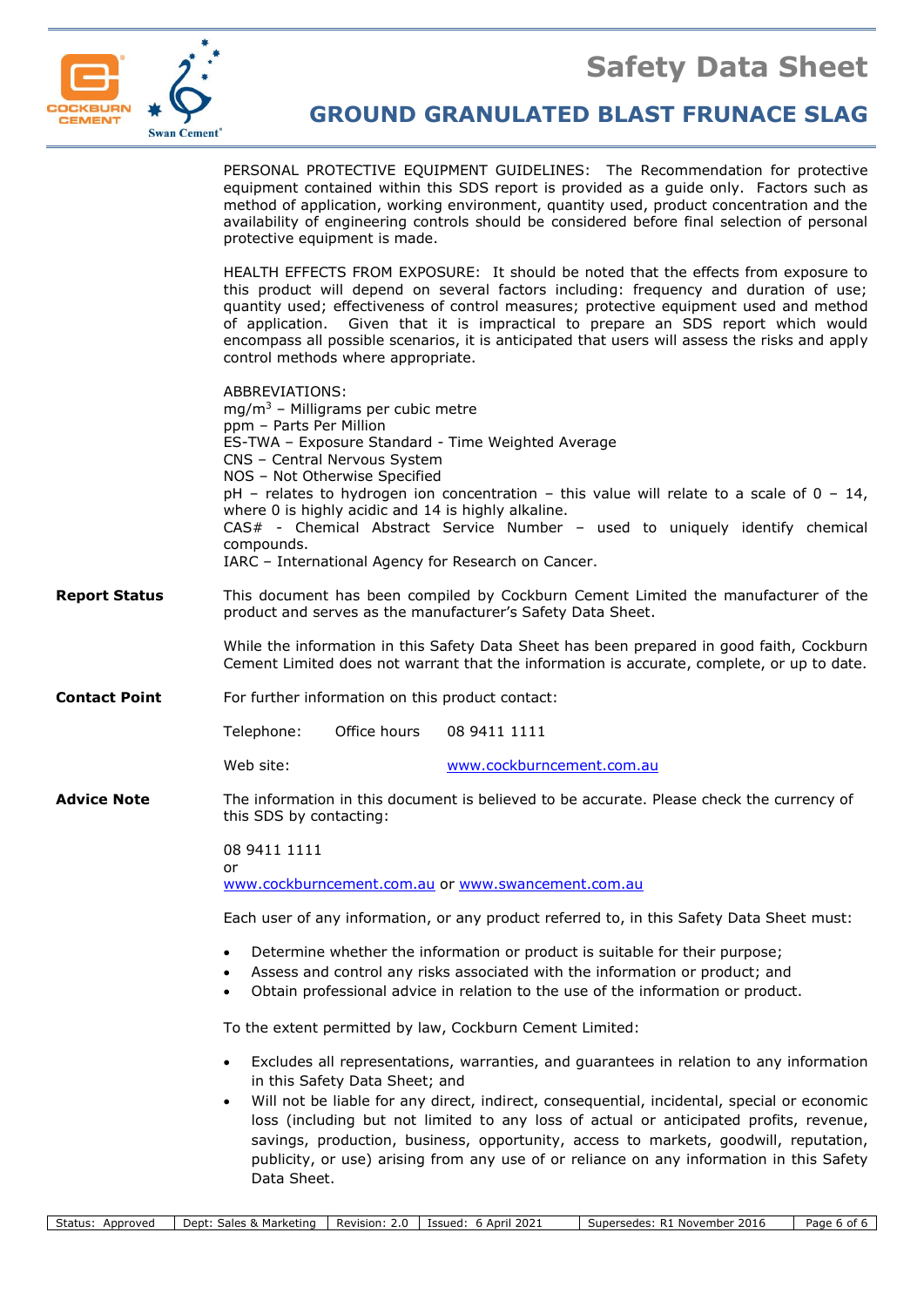PERSONAL PROTECTIVE EQUIPMENT GUIDELINES: The Recommendation for protective equipment contained within this SDS report is provided as a guide only. Factors such as method of application, working environment, quantity used, product concentration and the availability of engineering controls should be considered before final selection of personal protective equipment is made.

HEALTH EFFECTS FROM EXPOSURE: It should be noted that the effects from exposure to this product will depend on several factors including: frequency and duration of use; quantity used; effectiveness of control measures; protective equipment used and method of application. Given that it is impractical to prepare an SDS report which would encompass all possible scenarios, it is anticipated that users will assess the risks and apply control methods where appropriate.

ABBREVIATIONS:
$mg/m^3$ – Milligrams per cubic metre
ppm – Parts Per Million
ES-TWA – Exposure Standard - Time Weighted Average
CNS – Central Nervous System
NOS – Not Otherwise Specified
pH – relates to hydrogen ion concentration – this value will relate to a scale of 0 – 14, where 0 is highly acidic and 14 is highly alkaline.
CAS# - Chemical Abstract Service Number – used to uniquely identify chemical compounds.
IARC – International Agency for Research on Cancer.

**Report Status**

This document has been compiled by Cockburn Cement Limited the manufacturer of the product and serves as the manufacturer's Safety Data Sheet.

While the information in this Safety Data Sheet has been prepared in good faith, Cockburn Cement Limited does not warrant that the information is accurate, complete, or up to date.

**Contact Point**

For further information on this product contact:

Telephone: Office hours 08 9411 1111

Web site: www.cockburncement.com.au

**Advice Note**

The information in this document is believed to be accurate. Please check the currency of this SDS by contacting:

08 9411 1111
or
www.cockburncement.com.au or www.swancement.com.au

Each user of any information, or any product referred to, in this Safety Data Sheet must:

- Determine whether the information or product is suitable for their purpose;
- Assess and control any risks associated with the information or product; and
- Obtain professional advice in relation to the use of the information or product.

To the extent permitted by law, Cockburn Cement Limited:

- Excludes all representations, warranties, and guarantees in relation to any information in this Safety Data Sheet; and
- Will not be liable for any direct, indirect, consequential, incidental, special or economic loss (including but not limited to any loss of actual or anticipated profits, revenue, savings, production, business, opportunity, access to markets, goodwill, reputation, publicity, or use) arising from any use of or reliance on any information in this Safety Data Sheet.